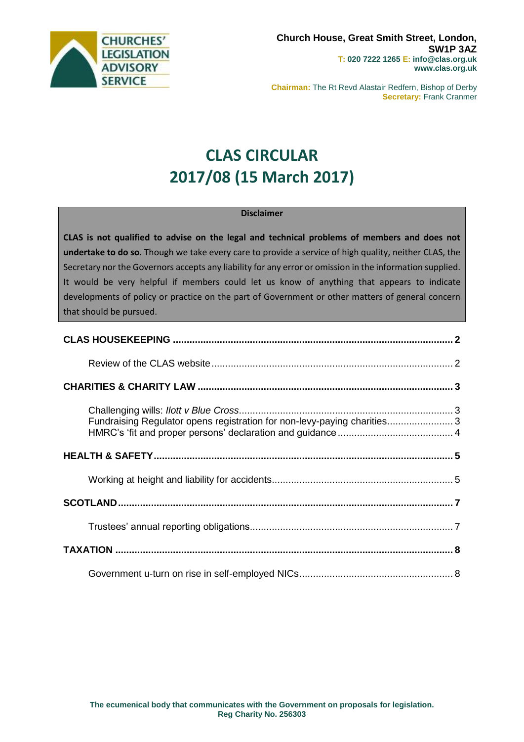**CHURCHES' LEGISLATION ADVISORY SERVICE**

**Church House, Great Smith Street, London, SW1P 3AZ**
**T: 020 7222 1265 E: info@clas.org.uk**
**www.clas.org.uk**

**Chairman:** The Rt Revd Alastair Redfern, Bishop of Derby
**Secretary:** Frank Cranmer

# CLAS CIRCULAR 2017/08 (15 March 2017)

**Disclaimer**

**CLAS is not qualified to advise on the legal and technical problems of members and does not undertake to do so**. Though we take every care to provide a service of high quality, neither CLAS, the Secretary nor the Governors accepts any liability for any error or omission in the information supplied. It would be very helpful if members could let us know of anything that appears to indicate developments of policy or practice on the part of Government or other matters of general concern that should be pursued.

**CLAS HOUSEKEEPING** .......... 2

- Review of the CLAS website .......... 2

**CHARITIES & CHARITY LAW** .......... 3

- Challenging wills: *Ilott v Blue Cross* .......... 3
- Fundraising Regulator opens registration for non-levy-paying charities .......... 3
- HMRC's 'fit and proper persons' declaration and guidance .......... 4

**HEALTH & SAFETY** .......... 5

- Working at height and liability for accidents .......... 5

**SCOTLAND** .......... 7

- Trustees' annual reporting obligations .......... 7

**TAXATION** .......... 8

- Government u-turn on rise in self-employed NICs .......... 8

**The ecumenical body that communicates with the Government on proposals for legislation.**
**Reg Charity No. 256303**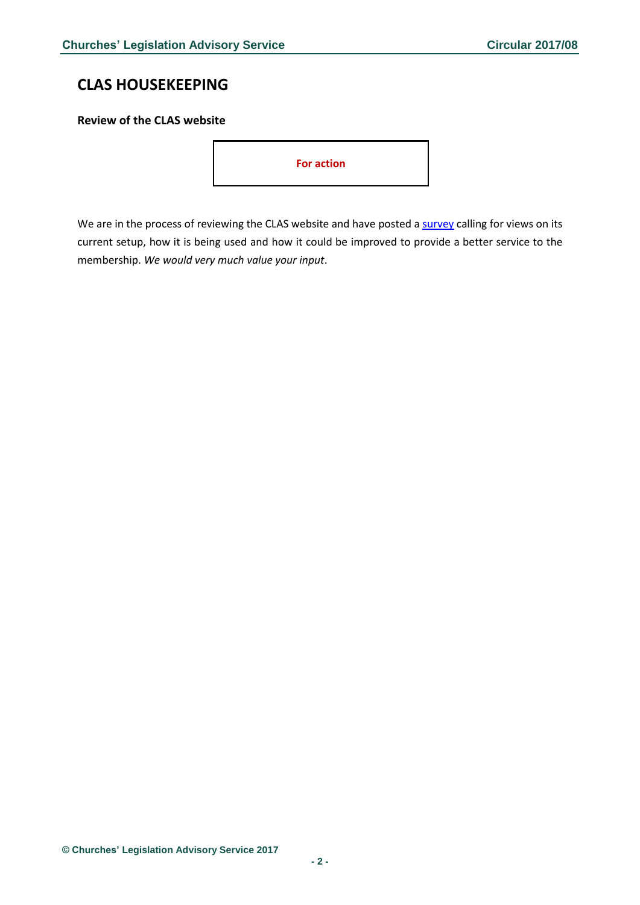# CLAS HOUSEKEEPING

### Review of the CLAS website

**For action**

We are in the process of reviewing the CLAS website and have posted a survey calling for views on its current setup, how it is being used and how it could be improved to provide a better service to the membership. *We would very much value your input*.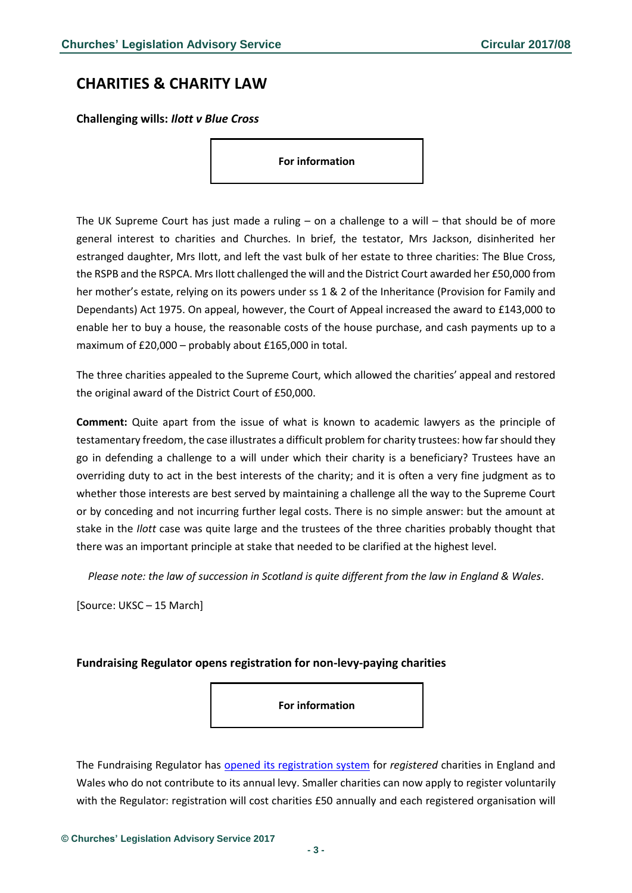## CHARITIES & CHARITY LAW

### Challenging wills: *Ilott v Blue Cross*

**For information**

The UK Supreme Court has just made a ruling – on a challenge to a will – that should be of more general interest to charities and Churches. In brief, the testator, Mrs Jackson, disinherited her estranged daughter, Mrs Ilott, and left the vast bulk of her estate to three charities: The Blue Cross, the RSPB and the RSPCA. Mrs Ilott challenged the will and the District Court awarded her £50,000 from her mother's estate, relying on its powers under ss 1 & 2 of the Inheritance (Provision for Family and Dependants) Act 1975. On appeal, however, the Court of Appeal increased the award to £143,000 to enable her to buy a house, the reasonable costs of the house purchase, and cash payments up to a maximum of £20,000 – probably about £165,000 in total.

The three charities appealed to the Supreme Court, which allowed the charities' appeal and restored the original award of the District Court of £50,000.

**Comment:** Quite apart from the issue of what is known to academic lawyers as the principle of testamentary freedom, the case illustrates a difficult problem for charity trustees: how far should they go in defending a challenge to a will under which their charity is a beneficiary? Trustees have an overriding duty to act in the best interests of the charity; and it is often a very fine judgment as to whether those interests are best served by maintaining a challenge all the way to the Supreme Court or by conceding and not incurring further legal costs. There is no simple answer: but the amount at stake in the *Ilott* case was quite large and the trustees of the three charities probably thought that there was an important principle at stake that needed to be clarified at the highest level.

*Please note: the law of succession in Scotland is quite different from the law in England & Wales*.

[Source: UKSC – 15 March]

### Fundraising Regulator opens registration for non-levy-paying charities

**For information**

The Fundraising Regulator has opened its registration system for *registered* charities in England and Wales who do not contribute to its annual levy. Smaller charities can now apply to register voluntarily with the Regulator: registration will cost charities £50 annually and each registered organisation will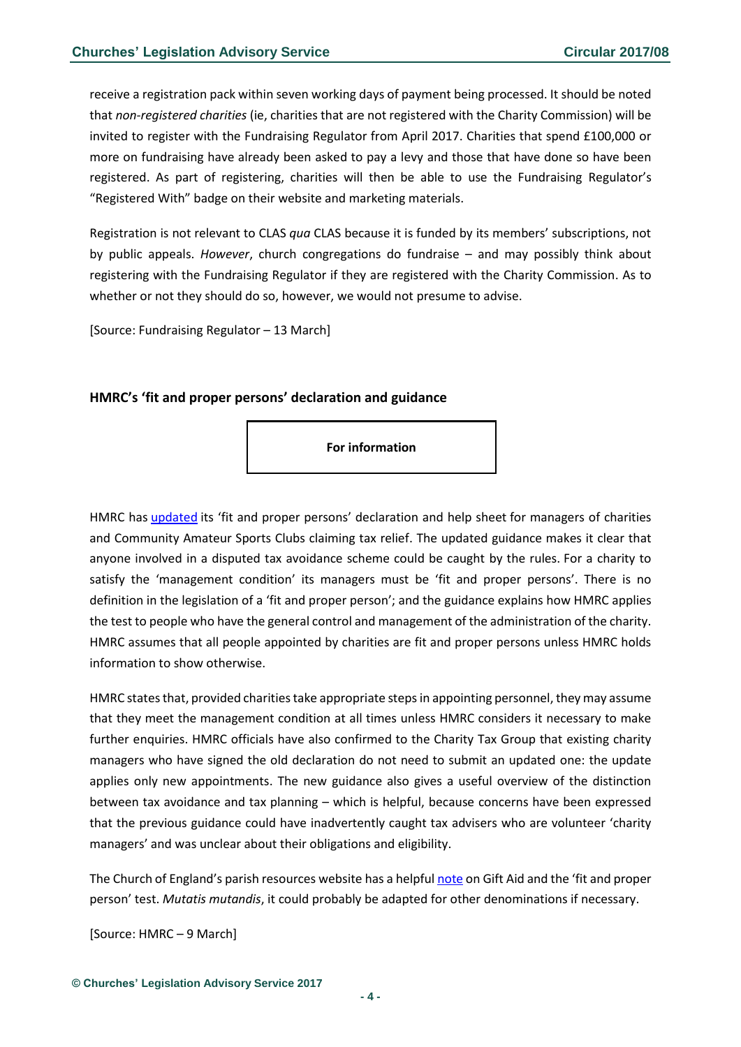receive a registration pack within seven working days of payment being processed. It should be noted that *non-registered charities* (ie, charities that are not registered with the Charity Commission) will be invited to register with the Fundraising Regulator from April 2017. Charities that spend £100,000 or more on fundraising have already been asked to pay a levy and those that have done so have been registered. As part of registering, charities will then be able to use the Fundraising Regulator's "Registered With" badge on their website and marketing materials.

Registration is not relevant to CLAS *qua* CLAS because it is funded by its members' subscriptions, not by public appeals. *However*, church congregations do fundraise – and may possibly think about registering with the Fundraising Regulator if they are registered with the Charity Commission. As to whether or not they should do so, however, we would not presume to advise.

[Source: Fundraising Regulator – 13 March]

### HMRC's 'fit and proper persons' declaration and guidance

**For information**

HMRC has updated its 'fit and proper persons' declaration and help sheet for managers of charities and Community Amateur Sports Clubs claiming tax relief. The updated guidance makes it clear that anyone involved in a disputed tax avoidance scheme could be caught by the rules. For a charity to satisfy the 'management condition' its managers must be 'fit and proper persons'. There is no definition in the legislation of a 'fit and proper person'; and the guidance explains how HMRC applies the test to people who have the general control and management of the administration of the charity. HMRC assumes that all people appointed by charities are fit and proper persons unless HMRC holds information to show otherwise.

HMRC states that, provided charities take appropriate steps in appointing personnel, they may assume that they meet the management condition at all times unless HMRC considers it necessary to make further enquiries. HMRC officials have also confirmed to the Charity Tax Group that existing charity managers who have signed the old declaration do not need to submit an updated one: the update applies only new appointments. The new guidance also gives a useful overview of the distinction between tax avoidance and tax planning – which is helpful, because concerns have been expressed that the previous guidance could have inadvertently caught tax advisers who are volunteer 'charity managers' and was unclear about their obligations and eligibility.

The Church of England's parish resources website has a helpful note on Gift Aid and the 'fit and proper person' test. *Mutatis mutandis*, it could probably be adapted for other denominations if necessary.

[Source: HMRC – 9 March]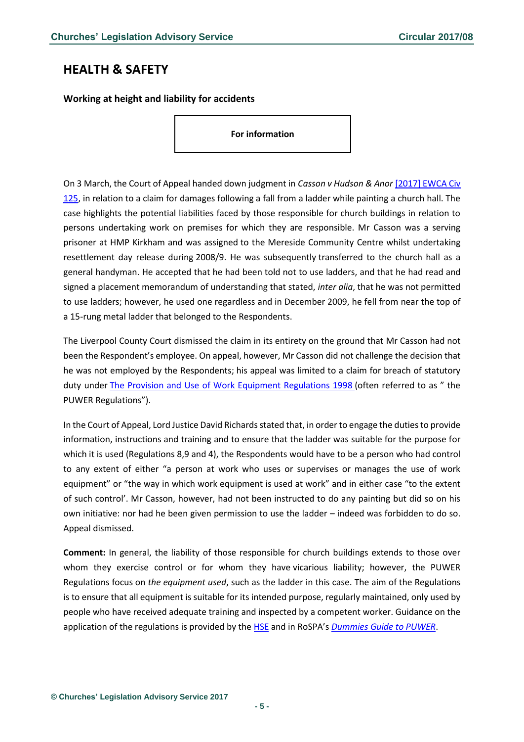# HEALTH & SAFETY

### Working at height and liability for accidents

**For information**

On 3 March, the Court of Appeal handed down judgment in *Casson v Hudson & Anor* [2017] EWCA Civ 125, in relation to a claim for damages following a fall from a ladder while painting a church hall. The case highlights the potential liabilities faced by those responsible for church buildings in relation to persons undertaking work on premises for which they are responsible. Mr Casson was a serving prisoner at HMP Kirkham and was assigned to the Mereside Community Centre whilst undertaking resettlement day release during 2008/9. He was subsequently transferred to the church hall as a general handyman. He accepted that he had been told not to use ladders, and that he had read and signed a placement memorandum of understanding that stated, *inter alia*, that he was not permitted to use ladders; however, he used one regardless and in December 2009, he fell from near the top of a 15-rung metal ladder that belonged to the Respondents.

The Liverpool County Court dismissed the claim in its entirety on the ground that Mr Casson had not been the Respondent's employee. On appeal, however, Mr Casson did not challenge the decision that he was not employed by the Respondents; his appeal was limited to a claim for breach of statutory duty under The Provision and Use of Work Equipment Regulations 1998 (often referred to as " the PUWER Regulations").

In the Court of Appeal, Lord Justice David Richards stated that, in order to engage the duties to provide information, instructions and training and to ensure that the ladder was suitable for the purpose for which it is used (Regulations 8,9 and 4), the Respondents would have to be a person who had control to any extent of either "a person at work who uses or supervises or manages the use of work equipment" or "the way in which work equipment is used at work" and in either case "to the extent of such control'. Mr Casson, however, had not been instructed to do any painting but did so on his own initiative: nor had he been given permission to use the ladder – indeed was forbidden to do so. Appeal dismissed.

**Comment:** In general, the liability of those responsible for church buildings extends to those over whom they exercise control or for whom they have vicarious liability; however, the PUWER Regulations focus on *the equipment used*, such as the ladder in this case. The aim of the Regulations is to ensure that all equipment is suitable for its intended purpose, regularly maintained, only used by people who have received adequate training and inspected by a competent worker. Guidance on the application of the regulations is provided by the HSE and in RoSPA's *Dummies Guide to PUWER*.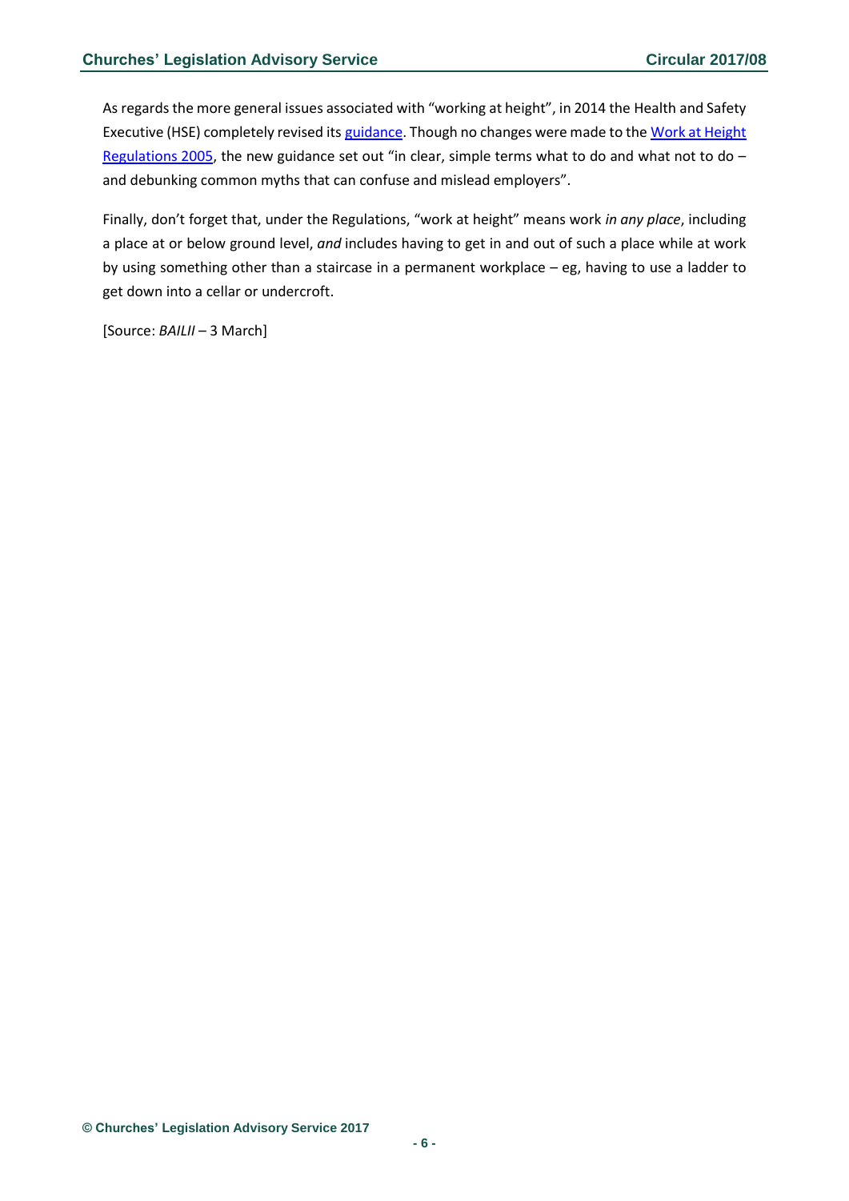As regards the more general issues associated with "working at height", in 2014 the Health and Safety Executive (HSE) completely revised its guidance. Though no changes were made to the Work at Height Regulations 2005, the new guidance set out "in clear, simple terms what to do and what not to do – and debunking common myths that can confuse and mislead employers".

Finally, don't forget that, under the Regulations, "work at height" means work *in any place*, including a place at or below ground level, *and* includes having to get in and out of such a place while at work by using something other than a staircase in a permanent workplace – eg, having to use a ladder to get down into a cellar or undercroft.

[Source: *BAILII* – 3 March]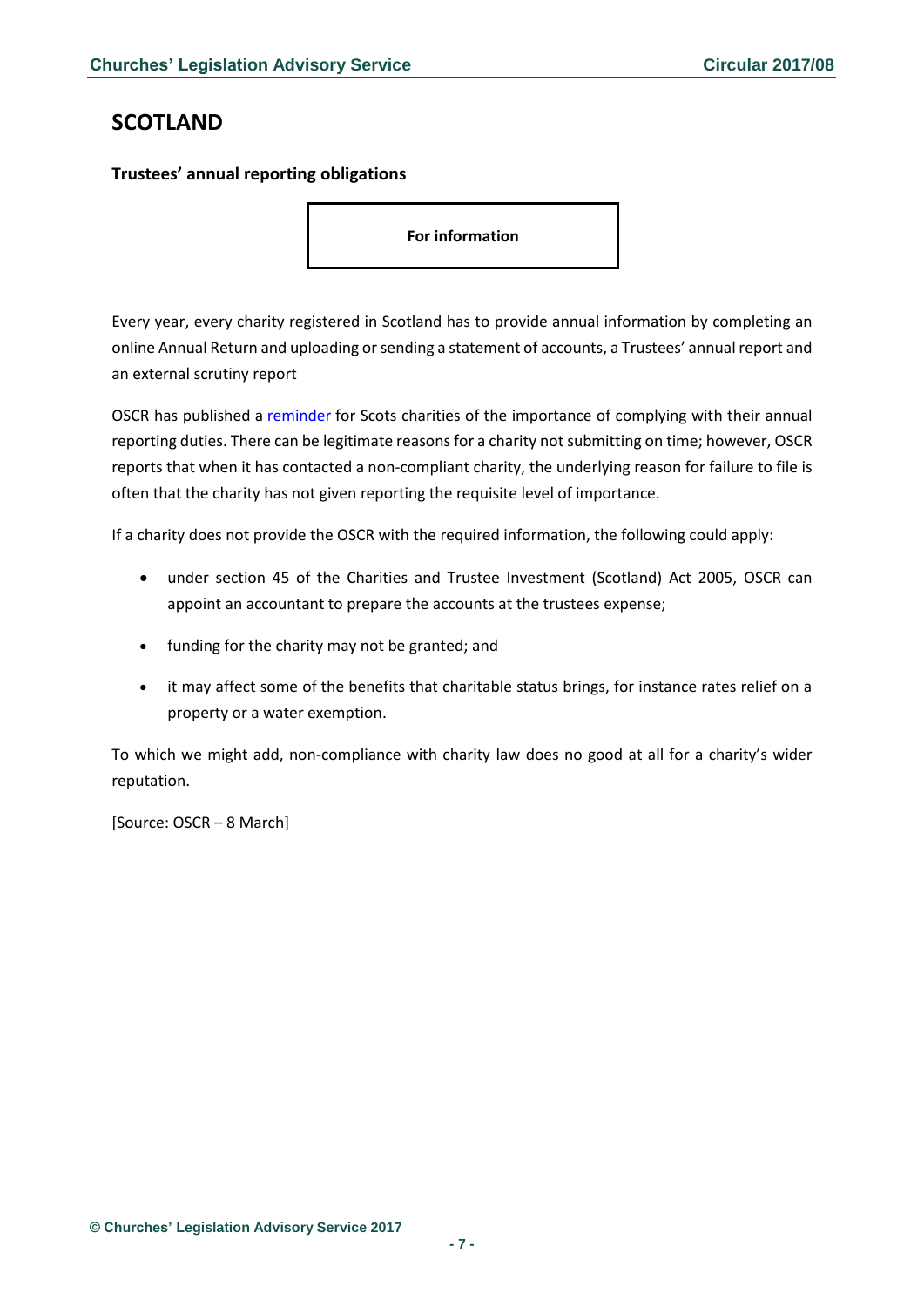## SCOTLAND

### Trustees' annual reporting obligations

**For information**

Every year, every charity registered in Scotland has to provide annual information by completing an online Annual Return and uploading or sending a statement of accounts, a Trustees' annual report and an external scrutiny report

OSCR has published a reminder for Scots charities of the importance of complying with their annual reporting duties. There can be legitimate reasons for a charity not submitting on time; however, OSCR reports that when it has contacted a non-compliant charity, the underlying reason for failure to file is often that the charity has not given reporting the requisite level of importance.

If a charity does not provide the OSCR with the required information, the following could apply:

- under section 45 of the Charities and Trustee Investment (Scotland) Act 2005, OSCR can appoint an accountant to prepare the accounts at the trustees expense;
- funding for the charity may not be granted; and
- it may affect some of the benefits that charitable status brings, for instance rates relief on a property or a water exemption.

To which we might add, non-compliance with charity law does no good at all for a charity's wider reputation.

[Source: OSCR – 8 March]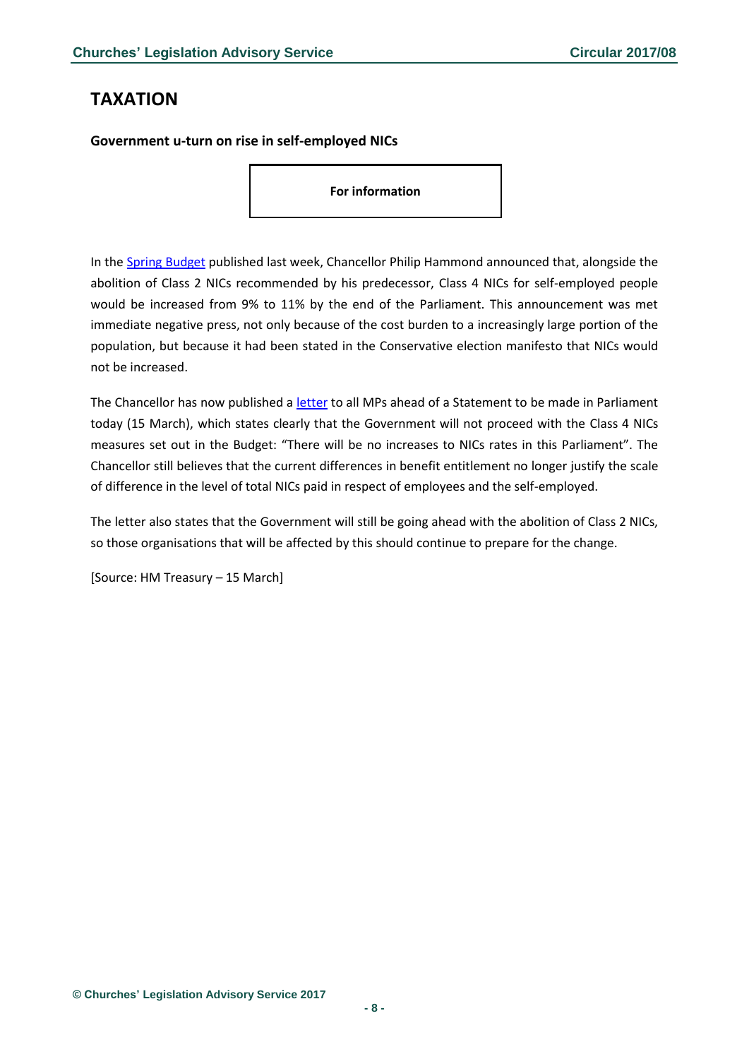## TAXATION

### Government u-turn on rise in self-employed NICs

**For information**

In the Spring Budget published last week, Chancellor Philip Hammond announced that, alongside the abolition of Class 2 NICs recommended by his predecessor, Class 4 NICs for self-employed people would be increased from 9% to 11% by the end of the Parliament. This announcement was met immediate negative press, not only because of the cost burden to a increasingly large portion of the population, but because it had been stated in the Conservative election manifesto that NICs would not be increased.

The Chancellor has now published a letter to all MPs ahead of a Statement to be made in Parliament today (15 March), which states clearly that the Government will not proceed with the Class 4 NICs measures set out in the Budget: "There will be no increases to NICs rates in this Parliament". The Chancellor still believes that the current differences in benefit entitlement no longer justify the scale of difference in the level of total NICs paid in respect of employees and the self-employed.

The letter also states that the Government will still be going ahead with the abolition of Class 2 NICs, so those organisations that will be affected by this should continue to prepare for the change.

[Source: HM Treasury – 15 March]

© Churches' Legislation Advisory Service 2017